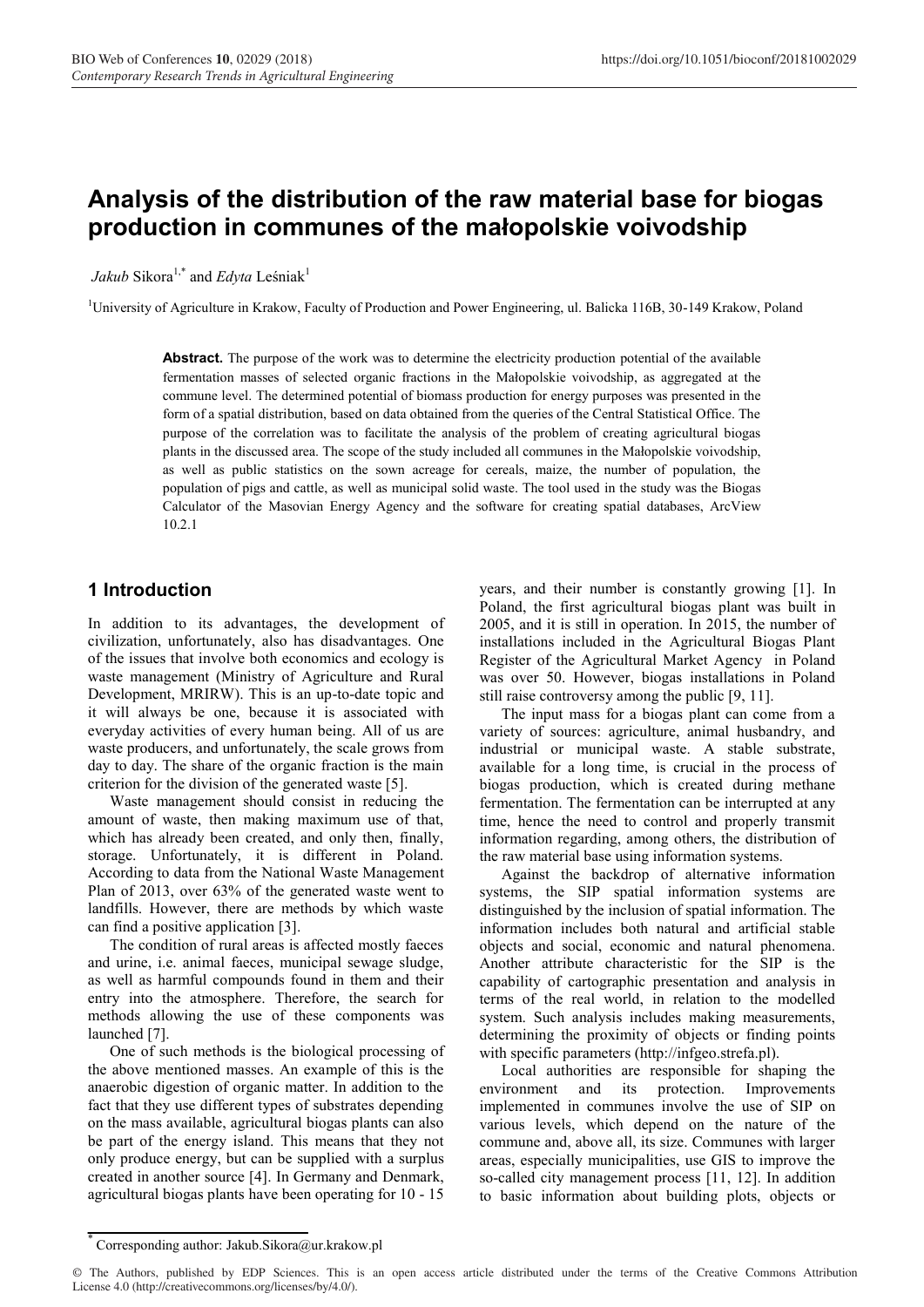# Analysis of the distribution of the raw material base for biogas production in communes of the małopolskie voivodship

*Jakub* Sikora[1,*] and *Edyta* Leśniak[1]

[1]University of Agriculture in Krakow, Faculty of Production and Power Engineering, ul. Balicka 116B, 30-149 Krakow, Poland

**Abstract.** The purpose of the work was to determine the electricity production potential of the available fermentation masses of selected organic fractions in the Małopolskie voivodship, as aggregated at the commune level. The determined potential of biomass production for energy purposes was presented in the form of a spatial distribution, based on data obtained from the queries of the Central Statistical Office. The purpose of the correlation was to facilitate the analysis of the problem of creating agricultural biogas plants in the discussed area. The scope of the study included all communes in the Małopolskie voivodship, as well as public statistics on the sown acreage for cereals, maize, the number of population, the population of pigs and cattle, as well as municipal solid waste. The tool used in the study was the Biogas Calculator of the Masovian Energy Agency and the software for creating spatial databases, ArcView 10.2.1

## 1 Introduction

In addition to its advantages, the development of civilization, unfortunately, also has disadvantages. One of the issues that involve both economics and ecology is waste management (Ministry of Agriculture and Rural Development, MRIRW). This is an up-to-date topic and it will always be one, because it is associated with everyday activities of every human being. All of us are waste producers, and unfortunately, the scale grows from day to day. The share of the organic fraction is the main criterion for the division of the generated waste [5].

Waste management should consist in reducing the amount of waste, then making maximum use of that, which has already been created, and only then, finally, storage. Unfortunately, it is different in Poland. According to data from the National Waste Management Plan of 2013, over 63% of the generated waste went to landfills. However, there are methods by which waste can find a positive application [3].

The condition of rural areas is affected mostly faeces and urine, i.e. animal faeces, municipal sewage sludge, as well as harmful compounds found in them and their entry into the atmosphere. Therefore, the search for methods allowing the use of these components was launched [7].

One of such methods is the biological processing of the above mentioned masses. An example of this is the anaerobic digestion of organic matter. In addition to the fact that they use different types of substrates depending on the mass available, agricultural biogas plants can also be part of the energy island. This means that they not only produce energy, but can be supplied with a surplus created in another source [4]. In Germany and Denmark, agricultural biogas plants have been operating for 10 - 15 years, and their number is constantly growing [1]. In Poland, the first agricultural biogas plant was built in 2005, and it is still in operation. In 2015, the number of installations included in the Agricultural Biogas Plant Register of the Agricultural Market Agency in Poland was over 50. However, biogas installations in Poland still raise controversy among the public [9, 11].

The input mass for a biogas plant can come from a variety of sources: agriculture, animal husbandry, and industrial or municipal waste. A stable substrate, available for a long time, is crucial in the process of biogas production, which is created during methane fermentation. The fermentation can be interrupted at any time, hence the need to control and properly transmit information regarding, among others, the distribution of the raw material base using information systems.

Against the backdrop of alternative information systems, the SIP spatial information systems are distinguished by the inclusion of spatial information. The information includes both natural and artificial stable objects and social, economic and natural phenomena. Another attribute characteristic for the SIP is the capability of cartographic presentation and analysis in terms of the real world, in relation to the modelled system. Such analysis includes making measurements, determining the proximity of objects or finding points with specific parameters (http://infgeo.strefa.pl).

Local authorities are responsible for shaping the environment and its protection. Improvements implemented in communes involve the use of SIP on various levels, which depend on the nature of the commune and, above all, its size. Communes with larger areas, especially municipalities, use GIS to improve the so-called city management process [11, 12]. In addition to basic information about building plots, objects or

* Corresponding author: Jakub.Sikora@ur.krakow.pl

© The Authors, published by EDP Sciences. This is an open access article distributed under the terms of the Creative Commons Attribution License 4.0 (http://creativecommons.org/licenses/by/4.0/).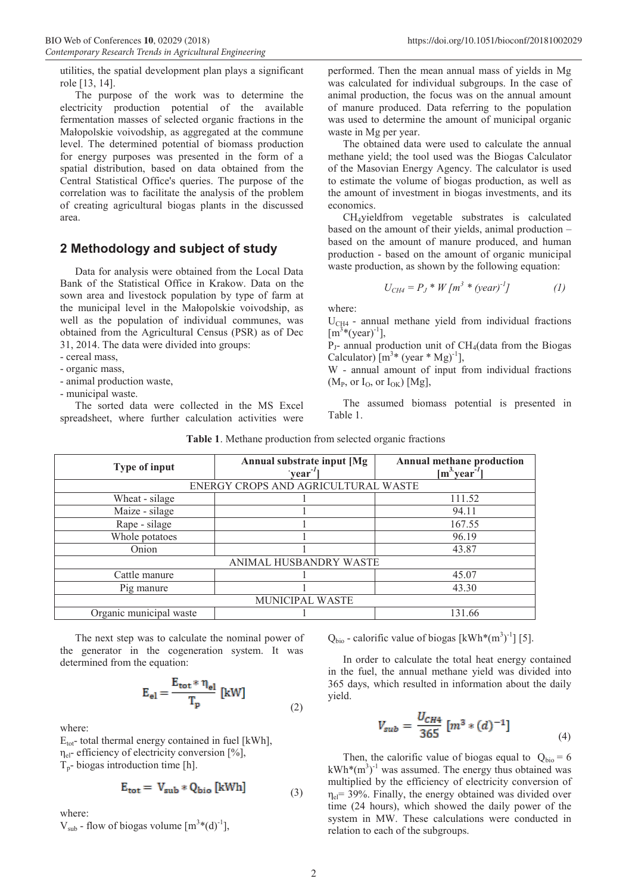utilities, the spatial development plan plays a significant role [13, 14].

The purpose of the work was to determine the electricity production potential of the available fermentation masses of selected organic fractions in the Małopolskie voivodship, as aggregated at the commune level. The determined potential of biomass production for energy purposes was presented in the form of a spatial distribution, based on data obtained from the Central Statistical Office's queries. The purpose of the correlation was to facilitate the analysis of the problem of creating agricultural biogas plants in the discussed area.

## 2 Methodology and subject of study

Data for analysis were obtained from the Local Data Bank of the Statistical Office in Krakow. Data on the sown area and livestock population by type of farm at the municipal level in the Małopolskie voivodship, as well as the population of individual communes, was obtained from the Agricultural Census (PSR) as of Dec 31, 2014. The data were divided into groups:

- cereal mass,
- organic mass,
- animal production waste,
- municipal waste.

The sorted data were collected in the MS Excel spreadsheet, where further calculation activities were performed. Then the mean annual mass of yields in Mg was calculated for individual subgroups. In the case of animal production, the focus was on the annual amount of manure produced. Data referring to the population was used to determine the amount of municipal organic waste in Mg per year.

The obtained data were used to calculate the annual methane yield; the tool used was the Biogas Calculator of the Masovian Energy Agency. The calculator is used to estimate the volume of biogas production, as well as the amount of investment in biogas investments, and its economics.

$CH_4$yieldfrom vegetable substrates is calculated based on the amount of their yields, animal production – based on the amount of manure produced, and human production - based on the amount of organic municipal waste production, as shown by the following equation:

$$U_{CH4} = P_J * W \; [m^3 * (year)^{-1}] \qquad (1)$$

where:

$U_{CH4}$ - annual methane yield from individual fractions $[m^3*(year)^{-1}]$,

$P_J$- annual production unit of $CH_4$(data from the Biogas Calculator) $[m^3* (year * Mg)^{-1}]$,

W - annual amount of input from individual fractions ($M_P$, or $I_O$, or $I_{OK}$) [Mg],

The assumed biomass potential is presented in Table 1.

**Table 1**. Methane production from selected organic fractions

| Type of input | Annual substrate input [Mg $\cdot$year$^{-1}$] | Annual methane production [m$^3\cdot$year$^{-1}$] |
|---|---|---|
| ENERGY CROPS AND AGRICULTURAL WASTE | | |
| Wheat - silage | 1 | 111.52 |
| Maize - silage | 1 | 94.11 |
| Rape - silage | 1 | 167.55 |
| Whole potatoes | 1 | 96.19 |
| Onion | 1 | 43.87 |
| ANIMAL HUSBANDRY WASTE | | |
| Cattle manure | 1 | 45.07 |
| Pig manure | 1 | 43.30 |
| MUNICIPAL WASTE | | |
| Organic municipal waste | 1 | 131.66 |

The next step was to calculate the nominal power of the generator in the cogeneration system. It was determined from the equation:

$$E_{el} = \frac{E_{tot} * \eta_{el}}{T_p} \; [kW] \qquad (2)$$

where:

$E_{tot}$- total thermal energy contained in fuel [kWh],

$\eta_{el}$- efficiency of electricity conversion [%],

$T_p$- biogas introduction time [h].

$$E_{tot} = V_{sub} * Q_{bio} \; [kWh] \qquad (3)$$

where:

$V_{sub}$ - flow of biogas volume $[m^3*(d)^{-1}]$,

$Q_{bio}$ - calorific value of biogas $[kWh*(m^3)^{-1}]$ [5].

In order to calculate the total heat energy contained in the fuel, the annual methane yield was divided into 365 days, which resulted in information about the daily yield.

$$V_{sub} = \frac{U_{CH4}}{365} \; [m^3 * (d)^{-1}] \qquad (4)$$

Then, the calorific value of biogas equal to $Q_{bio} = 6$ $kWh*(m^3)^{-1}$ was assumed. The energy thus obtained was multiplied by the efficiency of electricity conversion $\eta_{el}= 39\%$. Finally, the energy obtained was divided over time (24 hours), which showed the daily power of the system in MW. These calculations were conducted in relation to each of the subgroups.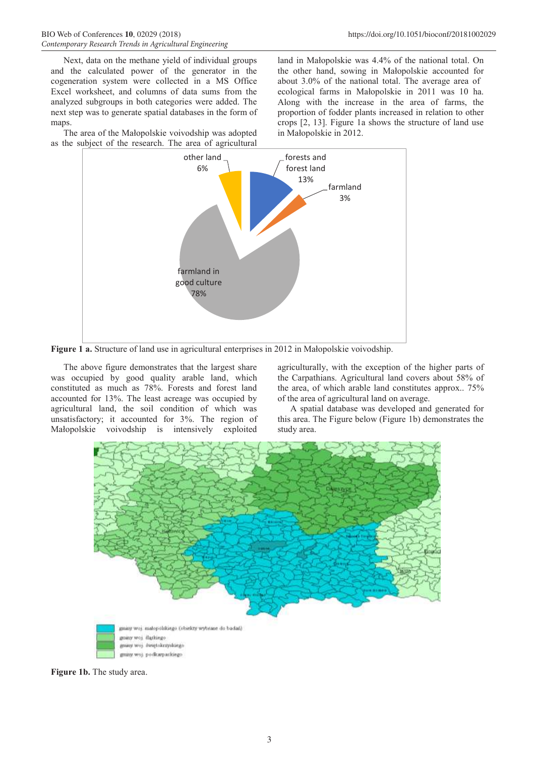Next, data on the methane yield of individual groups and the calculated power of the generator in the cogeneration system were collected in a MS Office Excel worksheet, and columns of data sums from the analyzed subgroups in both categories were added. The next step was to generate spatial databases in the form of maps.

The area of the Małopolskie voivodship was adopted as the subject of the research. The area of agricultural land in Małopolskie was 4.4% of the national total. On the other hand, sowing in Małopolskie accounted for about 3.0% of the national total. The average area of ecological farms in Małopolskie in 2011 was 10 ha. Along with the increase in the area of farms, the proportion of fodder plants increased in relation to other crops [2, 13]. Figure 1a shows the structure of land use in Małopolskie in 2012.

**Figure 1 a.** Structure of land use in agricultural enterprises in 2012 in Małopolskie voivodship.

The above figure demonstrates that the largest share was occupied by good quality arable land, which constituted as much as 78%. Forests and forest land accounted for 13%. The least acreage was occupied by agricultural land, the soil condition of which was unsatisfactory; it accounted for 3%. The region of Małopolskie voivodship is intensively exploited agriculturally, with the exception of the higher parts of the Carpathians. Agricultural land covers about 58% of the area, of which arable land constitutes approx.. 75% of the area of agricultural land on average.

A spatial database was developed and generated for this area. The Figure below (Figure 1b) demonstrates the study area.

**Figure 1b.** The study area.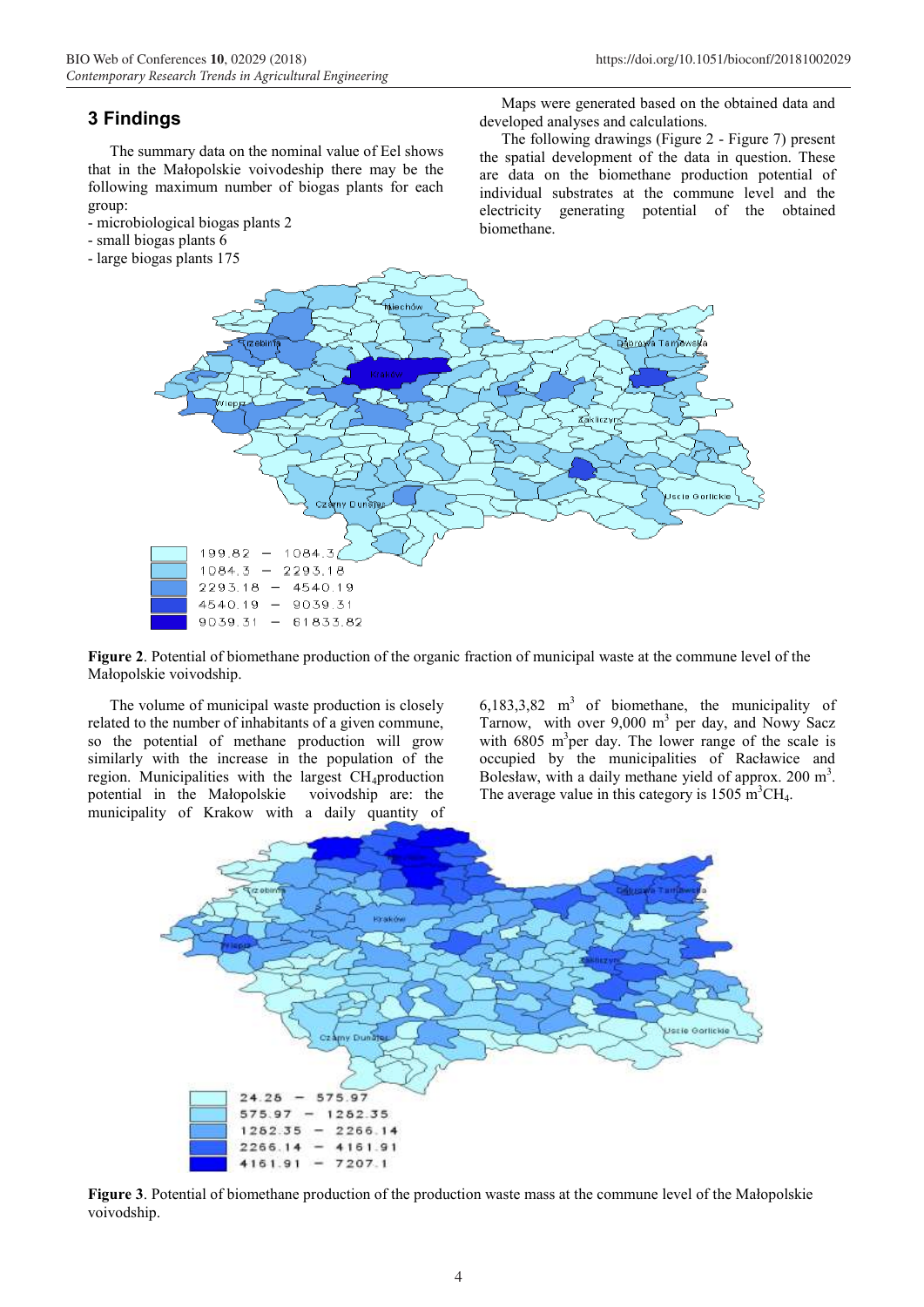## 3 Findings

The summary data on the nominal value of Eel shows that in the Małopolskie voivodeship there may be the following maximum number of biogas plants for each group:

- microbiological biogas plants 2
- small biogas plants 6
- large biogas plants 175

Maps were generated based on the obtained data and developed analyses and calculations.

The following drawings (Figure 2 - Figure 7) present the spatial development of the data in question. These are data on the biomethane production potential of individual substrates at the commune level and the electricity generating potential of the obtained biomethane.

**Figure 2**. Potential of biomethane production of the organic fraction of municipal waste at the commune level of the Małopolskie voivodship.

The volume of municipal waste production is closely related to the number of inhabitants of a given commune, so the potential of methane production will grow similarly with the increase in the population of the region. Municipalities with the largest $CH_4$production potential in the Małopolskie voivodeship are: the municipality of Krakow with a daily quantity of 6,183,3,82 $m^3$ of biomethane, the municipality of Tarnow, with over 9,000 $m^3$ per day, and Nowy Sacz with 6805 $m^3$per day. The lower range of the scale is occupied by the municipalities of Racławice and Bolesław, with a daily methane yield of approx. 200 $m^3$. The average value in this category is 1505 $m^3CH_4$.

**Figure 3**. Potential of biomethane production of the production waste mass at the commune level of the Małopolskie voivodship.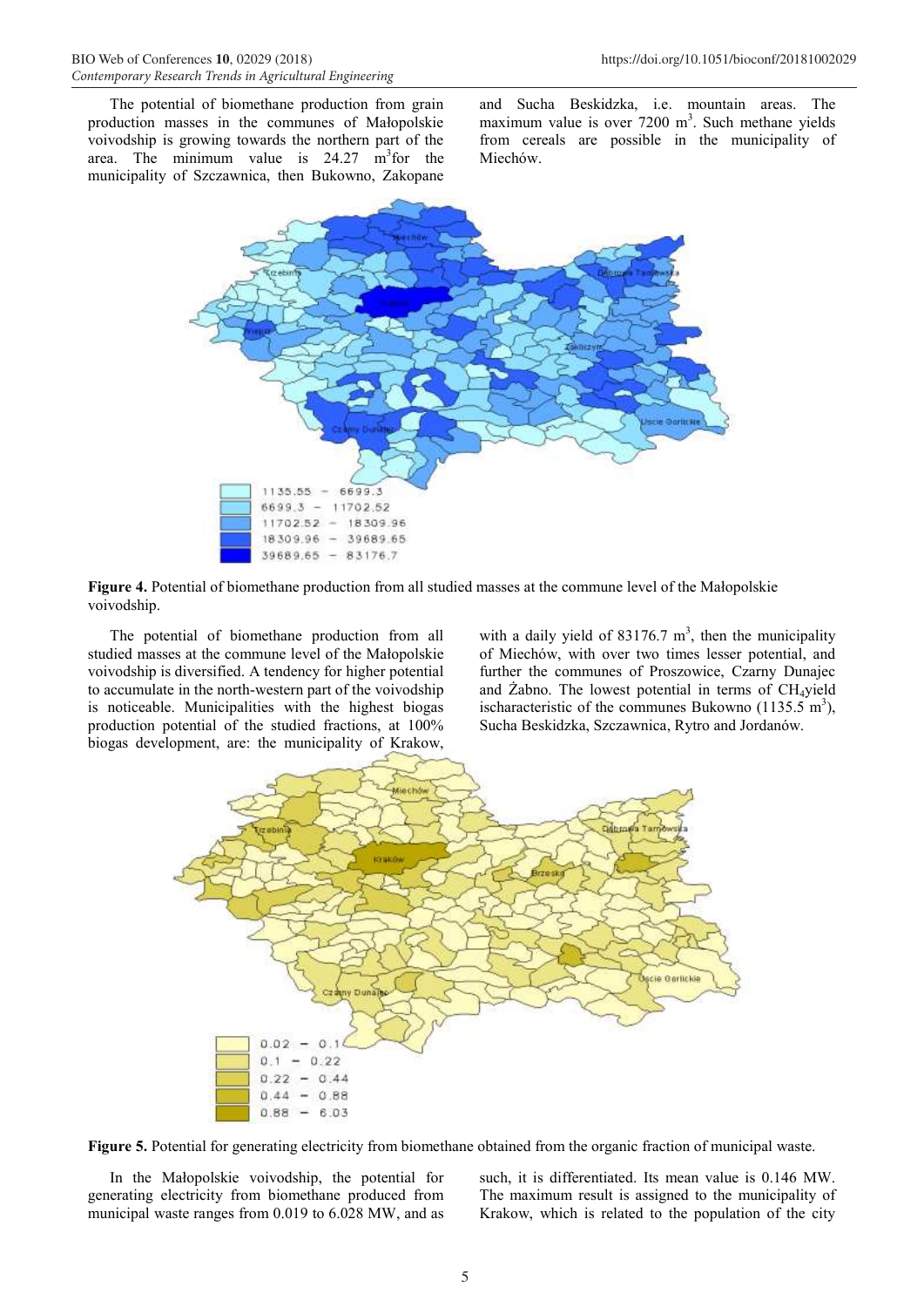The potential of biomethane production from grain production masses in the communes of Małopolskie voivodship is growing towards the northern part of the area. The minimum value is 24.27 $m^3$ for the municipality of Szczawnica, then Bukowno, Zakopane and Sucha Beskidzka, i.e. mountain areas. The maximum value is over 7200 $m^3$. Such methane yields from cereals are possible in the municipality of Miechów.

**Figure 4.** Potential of biomethane production from all studied masses at the commune level of the Małopolskie voivodship.

The potential of biomethane production from all studied masses at the commune level of the Małopolskie voivodship is diversified. A tendency for higher potential to accumulate in the north-western part of the voivodship is noticeable. Municipalities with the highest biogas production potential of the studied fractions, at 100% biogas development, are: the municipality of Krakow, with a daily yield of 83176.7 $m^3$, then the municipality of Miechów, with over two times lesser potential, and further the communes of Proszowice, Czarny Dunajec and Żabno. The lowest potential in terms of $CH_4$ yield ischaracteristic of the communes Bukowno (1135.5 $m^3$), Sucha Beskidzka, Szczawnica, Rytro and Jordanów.

**Figure 5.** Potential for generating electricity from biomethane obtained from the organic fraction of municipal waste.

In the Małopolskie voivodship, the potential for generating electricity from biomethane produced from municipal waste ranges from 0.019 to 6.028 MW, and as such, it is differentiated. Its mean value is 0.146 MW. The maximum result is assigned to the municipality of Krakow, which is related to the population of the city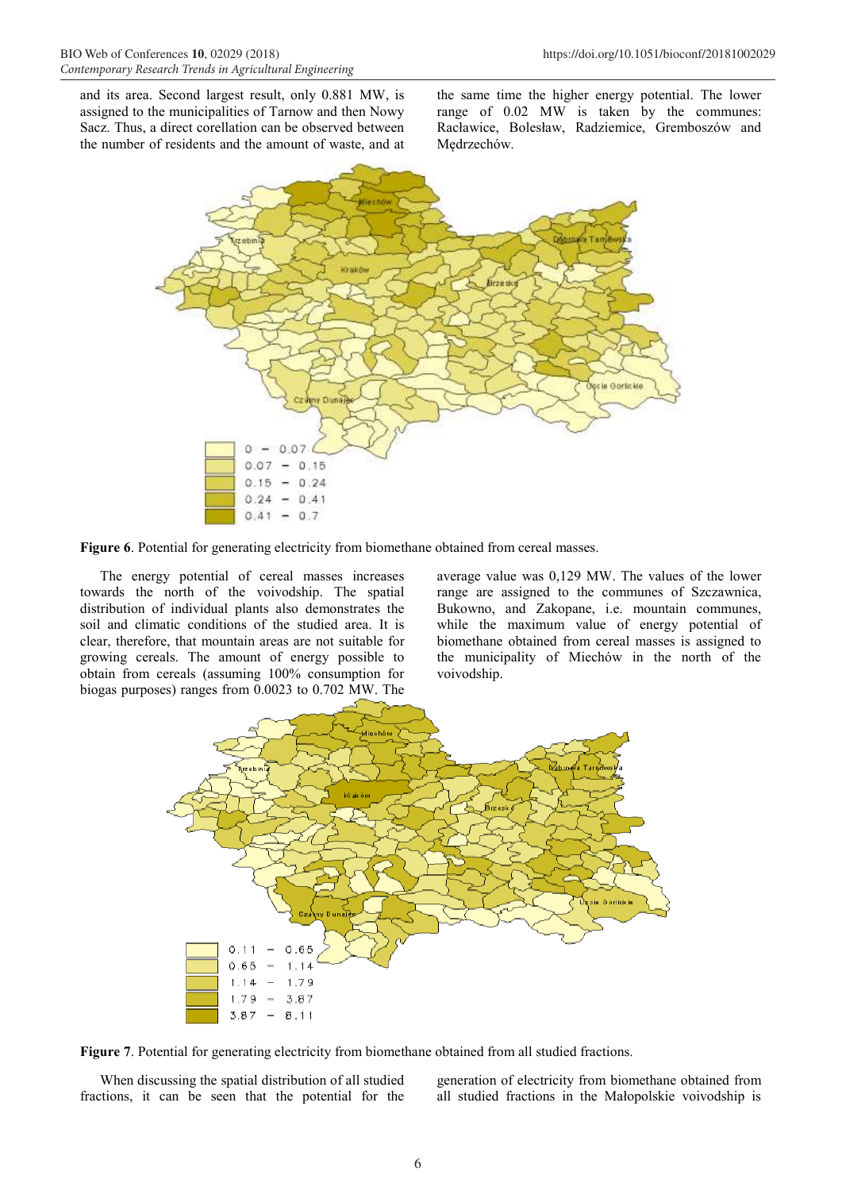and its area. Second largest result, only 0.881 MW, is assigned to the municipalities of Tarnow and then Nowy Sacz. Thus, a direct corellation can be observed between the number of residents and the amount of waste, and at the same time the higher energy potential. The lower range of 0.02 MW is taken by the communes: Racławice, Bolesław, Radziemice, Gremboszów and Mędrzechów.

**Figure 6**. Potential for generating electricity from biomethane obtained from cereal masses.

The energy potential of cereal masses increases towards the north of the voivodship. The spatial distribution of individual plants also demonstrates the soil and climatic conditions of the studied area. It is clear, therefore, that mountain areas are not suitable for growing cereals. The amount of energy possible to obtain from cereals (assuming 100% consumption for biogas purposes) ranges from 0.0023 to 0.702 MW. The average value was 0,129 MW. The values of the lower range are assigned to the communes of Szczawnica, Bukowno, and Zakopane, i.e. mountain communes, while the maximum value of energy potential of biomethane obtained from cereal masses is assigned to the municipality of Miechów in the north of the voivodship.

**Figure 7**. Potential for generating electricity from biomethane obtained from all studied fractions.

When discussing the spatial distribution of all studied fractions, it can be seen that the potential for the generation of electricity from biomethane obtained from all studied fractions in the Małopolskie voivodship is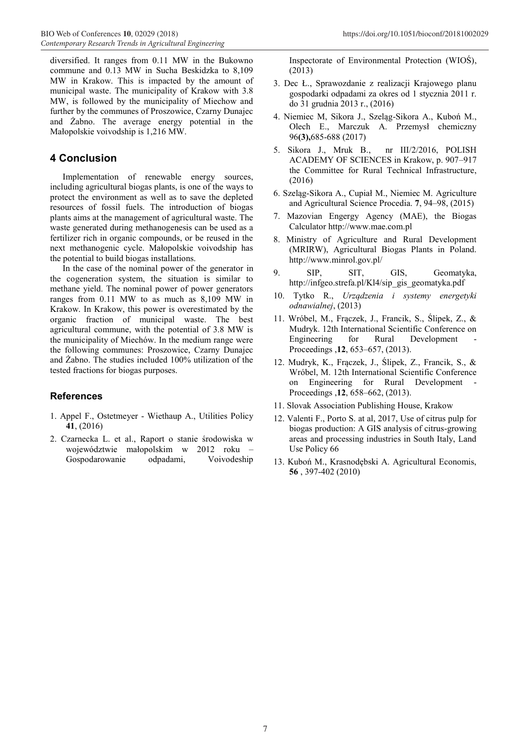diversified. It ranges from 0.11 MW in the Bukowno commune and 0.13 MW in Sucha Beskidzka to 8,109 MW in Krakow. This is impacted by the amount of municipal waste. The municipality of Krakow with 3.8 MW, is followed by the municipality of Miechow and further by the communes of Proszowice, Czarny Dunajec and Żabno. The average energy potential in the Małopolskie voivodship is 1,216 MW.

## 4 Conclusion

Implementation of renewable energy sources, including agricultural biogas plants, is one of the ways to protect the environment as well as to save the depleted resources of fossil fuels. The introduction of biogas plants aims at the management of agricultural waste. The waste generated during methanogenesis can be used as a fertilizer rich in organic compounds, or be reused in the next methanogenic cycle. Małopolskie voivodship has the potential to build biogas installations.

In the case of the nominal power of the generator in the cogeneration system, the situation is similar to methane yield. The nominal power of power generators ranges from 0.11 MW to as much as 8,109 MW in Krakow. In Krakow, this power is overestimated by the organic fraction of municipal waste. The best agricultural commune, with the potential of 3.8 MW is the municipality of Miechów. In the medium range were the following communes: Proszowice, Czarny Dunajec and Żabno. The studies included 100% utilization of the tested fractions for biogas purposes.

## References

1. Appel F., Ostetmeyer - Wiethaup A., Utilities Policy **41**, (2016)
2. Czarnecka L. et al., Raport o stanie środowiska w województwie małopolskim w 2012 roku – Gospodarowanie odpadami, Voivodeship Inspectorate of Environmental Protection (WIOŚ), (2013)
3. Dec Ł., Sprawozdanie z realizacji Krajowego planu gospodarki odpadami za okres od 1 stycznia 2011 r. do 31 grudnia 2013 r., (2016)
4. Niemiec M, Sikora J., Szeląg-Sikora A., Kuboń M., Olech E., Marczuk A. Przemysł chemiczny 96**(3),**685-688 (2017)
5. Sikora J., Mruk B., nr III/2/2016, POLISH ACADEMY OF SCIENCES in Krakow, p. 907–917 the Committee for Rural Technical Infrastructure, (2016)
6. Szeląg-Sikora A., Cupiał M., Niemiec M. Agriculture and Agricultural Science Procedia. **7**, 94–98, (2015)
7. Mazovian Engergy Agency (MAE), the Biogas Calculator http://www.mae.com.pl
8. Ministry of Agriculture and Rural Development (MRIRW), Agricultural Biogas Plants in Poland. http://www.minrol.gov.pl/
9. SIP, SIT, GIS, Geomatyka, http://infgeo.strefa.pl/Kl4/sip_gis_geomatyka.pdf
10. Tytko R., *Urządzenia i systemy energetyki odnawialnej*, (2013)
11. Wróbel, M., Frączek, J., Francik, S., Ślipek, Z., & Mudryk. 12th International Scientific Conference on Engineering for Rural Development - Proceedings ,**12**, 653–657, (2013).
12. Mudryk, K., Frączek, J., Ślipek, Z., Francik, S., & Wróbel, M. 12th International Scientific Conference on Engineering for Rural Development - Proceedings ,**12**, 658–662, (2013).
11. Slovak Association Publishing House, Krakow
12. Valenti F., Porto S. at al, 2017, Use of citrus pulp for biogas production: A GIS analysis of citrus-growing areas and processing industries in South Italy, Land Use Policy 66
13. Kuboń M., Krasnodębski A. Agricultural Economis, **56** , 397-402 (2010)